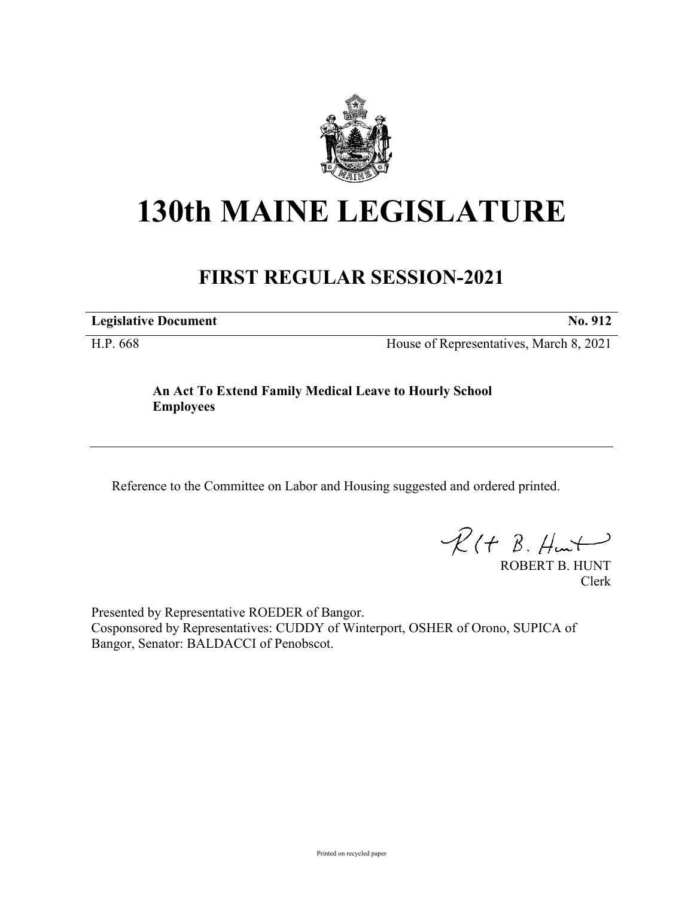# 130th MAINE LEGISLATURE

## FIRST REGULAR SESSION-2021

| **Legislative Document** | **No. 912** |
| --- | --- |
| H.P. 668 | House of Representatives, March 8, 2021 |

**An Act To Extend Family Medical Leave to Hourly School Employees**

Reference to the Committee on Labor and Housing suggested and ordered printed.

ROBERT B. HUNT
Clerk

Presented by Representative ROEDER of Bangor.
Cosponsored by Representatives: CUDDY of Winterport, OSHER of Orono, SUPICA of Bangor, Senator: BALDACCI of Penobscot.

Printed on recycled paper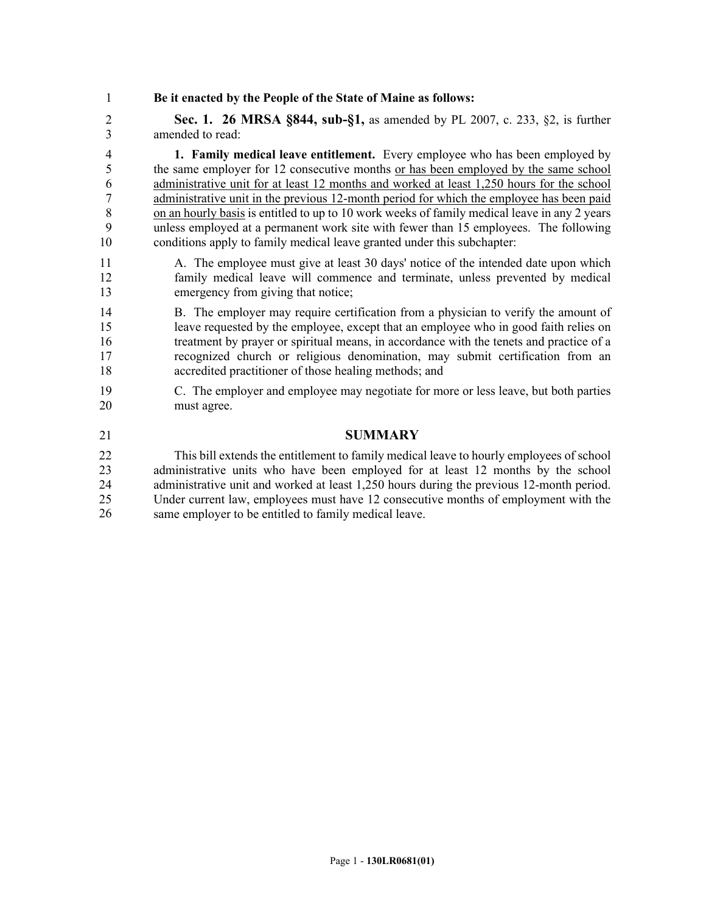**Be it enacted by the People of the State of Maine as follows:**

**Sec. 1. 26 MRSA §844, sub-§1,** as amended by PL 2007, c. 233, §2, is further amended to read:

**1. Family medical leave entitlement.** Every employee who has been employed by the same employer for 12 consecutive months <u>or has been employed by the same school administrative unit for at least 12 months and worked at least 1,250 hours for the school administrative unit in the previous 12-month period for which the employee has been paid on an hourly basis</u> is entitled to up to 10 work weeks of family medical leave in any 2 years unless employed at a permanent work site with fewer than 15 employees. The following conditions apply to family medical leave granted under this subchapter:

A. The employee must give at least 30 days' notice of the intended date upon which family medical leave will commence and terminate, unless prevented by medical emergency from giving that notice;

B. The employer may require certification from a physician to verify the amount of leave requested by the employee, except that an employee who in good faith relies on treatment by prayer or spiritual means, in accordance with the tenets and practice of a recognized church or religious denomination, may submit certification from an accredited practitioner of those healing methods; and

C. The employer and employee may negotiate for more or less leave, but both parties must agree.

## SUMMARY

This bill extends the entitlement to family medical leave to hourly employees of school administrative units who have been employed for at least 12 months by the school administrative unit and worked at least 1,250 hours during the previous 12-month period. Under current law, employees must have 12 consecutive months of employment with the same employer to be entitled to family medical leave.